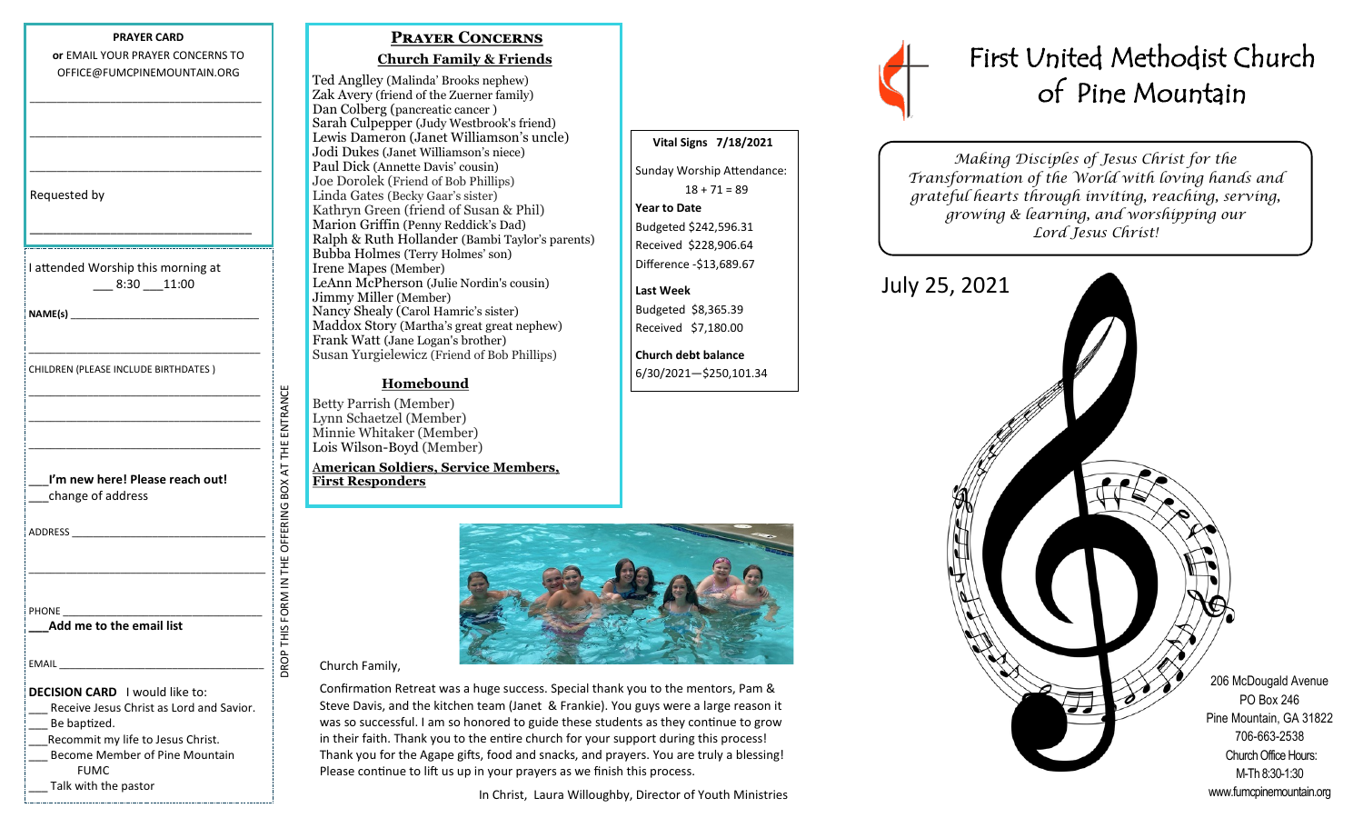**PRAYER CARD**

**or** EMAIL YOUR PRAYER CONCERNS TO OFFICE@FUMCPINEMOUNTAIN.ORG

___________________________________

___________________________________

___________________________________

Requested by

___________________________________

I attended Worship this morning at ___ 8:30 ___11:00

**NAME(s)** ___________________________________

___________________________________

CHILDREN (PLEASE INCLUDE BIRTHDATES )

___________________________________

___________________________________

___________________________________

___**I'm new here! Please reach out!**

___change of address

ADDRESS ___________________________________

___________________________________

PHONE ___________________________________

___**Add me to the email list**

EMAIL ___________________________________

**DECISION CARD** I would like to:

___ Receive Jesus Christ as Lord and Savior.

___ Be baptized.

___Recommit my life to Jesus Christ.

___ Become Member of Pine Mountain FUMC

___ Talk with the pastor

DROP THIS FORM IN THE OFFERING BOX AT THE ENTRANCE

## PRAYER CONCERNS

**Church Family & Friends**

Ted Anglley (Malinda' Brooks nephew)
Zak Avery (friend of the Zuerner family)
Dan Colberg (pancreatic cancer )
Sarah Culpepper (Judy Westbrook's friend)
Lewis Dameron (Janet Williamson's uncle)
Jodi Dukes (Janet Williamson's niece)
Paul Dick (Annette Davis' cousin)
Joe Dorolek (Friend of Bob Phillips)
Linda Gates (Becky Gaar's sister)
Kathryn Green (friend of Susan & Phil)
Marion Griffin (Penny Reddick's Dad)
Ralph & Ruth Hollander (Bambi Taylor's parents)
Bubba Holmes (Terry Holmes' son)
Irene Mapes (Member)
LeAnn McPherson (Julie Nordin's cousin)
Jimmy Miller (Member)
Nancy Shealy (Carol Hamric's sister)
Maddox Story (Martha's great great nephew)
Frank Watt (Jane Logan's brother)
Susan Yurgielewicz (Friend of Bob Phillips)

**Homebound**

Betty Parrish (Member)
Lynn Schaetzel (Member)
Minnie Whitaker (Member)
Lois Wilson-Boyd (Member)

**American Soldiers, Service Members, First Responders**

**Vital Signs 7/18/2021**

Sunday Worship Attendance:
18 + 71 = 89

**Year to Date**
Budgeted $242,596.31
Received $228,906.64
Difference -$13,689.67

**Last Week**
Budgeted $8,365.39
Received $7,180.00

**Church debt balance**
6/30/2021—$250,101.34

Church Family,

Confirmation Retreat was a huge success. Special thank you to the mentors, Pam & Steve Davis, and the kitchen team (Janet & Frankie). You guys were a large reason it was so successful. I am so honored to guide these students as they continue to grow in their faith. Thank you to the entire church for your support during this process! Thank you for the Agape gifts, food and snacks, and prayers. You are truly a blessing! Please continue to lift us up in your prayers as we finish this process.

In Christ, Laura Willoughby, Director of Youth Ministries

# First United Methodist Church of Pine Mountain

*Making Disciples of Jesus Christ for the Transformation of the World with loving hands and grateful hearts through inviting, reaching, serving, growing & learning, and worshipping our Lord Jesus Christ!*

July 25, 2021

206 McDougald Avenue
PO Box 246
Pine Mountain, GA 31822
706-663-2538
Church Office Hours:
M-Th 8:30-1:30
www.fumcpinemountain.org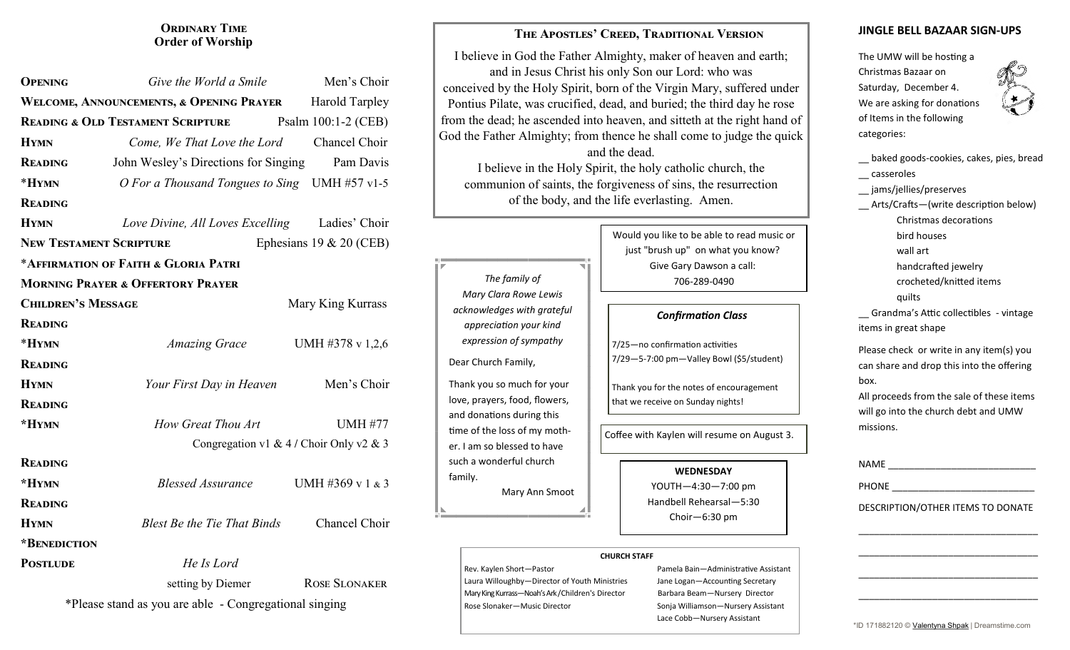## Ordinary Time
## Order of Worship

**Opening** *Give the World a Smile* Men's Choir

**Welcome, Announcements, & Opening Prayer** Harold Tarpley

**Reading & Old Testament Scripture** Psalm 100:1-2 (CEB)

**Hymn** *Come, We That Love the Lord* Chancel Choir

**Reading** John Wesley's Directions for Singing Pam Davis

***Hymn** *O For a Thousand Tongues to Sing* UMH #57 v1-5

**Reading**

**Hymn** *Love Divine, All Loves Excelling* Ladies' Choir

**New Testament Scripture** Ephesians 19 & 20 (CEB)

***Affirmation of Faith & Gloria Patri**

**Morning Prayer & Offertory Prayer**

**Children's Message** Mary King Kurrass

**Reading**

***Hymn** *Amazing Grace* UMH #378 v 1,2,6

**Reading**

**Hymn** *Your First Day in Heaven* Men's Choir

**Reading**

***Hymn** *How Great Thou Art* UMH #77
Congregation v1 & 4 / Choir Only v2 & 3

**Reading**

***Hymn** *Blessed Assurance* UMH #369 v 1 & 3

**Reading**

**Hymn** *Blest Be the Tie That Binds* Chancel Choir

***Benediction**

**Postlude** *He Is Lord*
setting by Diemer Rose Slonaker

*Please stand as you are able - Congregational singing

## The Apostles' Creed, Traditional Version

I believe in God the Father Almighty, maker of heaven and earth; and in Jesus Christ his only Son our Lord: who was conceived by the Holy Spirit, born of the Virgin Mary, suffered under Pontius Pilate, was crucified, dead, and buried; the third day he rose from the dead; he ascended into heaven, and sitteth at the right hand of God the Father Almighty; from thence he shall come to judge the quick and the dead.

I believe in the Holy Spirit, the holy catholic church, the communion of saints, the forgiveness of sins, the resurrection of the body, and the life everlasting. Amen.

*The family of Mary Clara Rowe Lewis acknowledges with grateful appreciation your kind expression of sympathy*

Dear Church Family,

Thank you so much for your love, prayers, food, flowers, and donations during this time of the loss of my mother. I am so blessed to have such a wonderful church family.

Mary Ann Smoot

Would you like to be able to read music or just "brush up" on what you know?
Give Gary Dawson a call:
706-289-0490

### *Confirmation Class*

7/25—no confirmation activities
7/29—5-7:00 pm—Valley Bowl ($5/student)

Thank you for the notes of encouragement that we receive on Sunday nights!

Coffee with Kaylen will resume on August 3.

**WEDNESDAY**
YOUTH—4:30—7:00 pm
Handbell Rehearsal—5:30
Choir—6:30 pm

**CHURCH STAFF**

Rev. Kaylen Short—Pastor
Laura Willoughby—Director of Youth Ministries
Mary King Kurrass—Noah's Ark/Children's Director
Rose Slonaker—Music Director
Pamela Bain—Administrative Assistant
Jane Logan—Accounting Secretary
Barbara Beam—Nursery Director
Sonja Williamson—Nursery Assistant
Lace Cobb—Nursery Assistant

## JINGLE BELL BAZAAR SIGN-UPS

The UMW will be hosting a Christmas Bazaar on Saturday, December 4. We are asking for donations of Items in the following categories:

__ baked goods-cookies, cakes, pies, bread
__ casseroles
__ jams/jellies/preserves
__ Arts/Crafts—(write description below)
- Christmas decorations
- bird houses
- wall art
- handcrafted jewelry
- crocheted/knitted items
- quilts

__ Grandma's Attic collectibles - vintage items in great shape

Please check or write in any item(s) you can share and drop this into the offering box.

All proceeds from the sale of these items will go into the church debt and UMW missions.

NAME ____________________________

PHONE ___________________________

DESCRIPTION/OTHER ITEMS TO DONATE

________________________________

________________________________

________________________________

________________________________

*ID 171882120 © Valentyna Shpak | Dreamstime.com